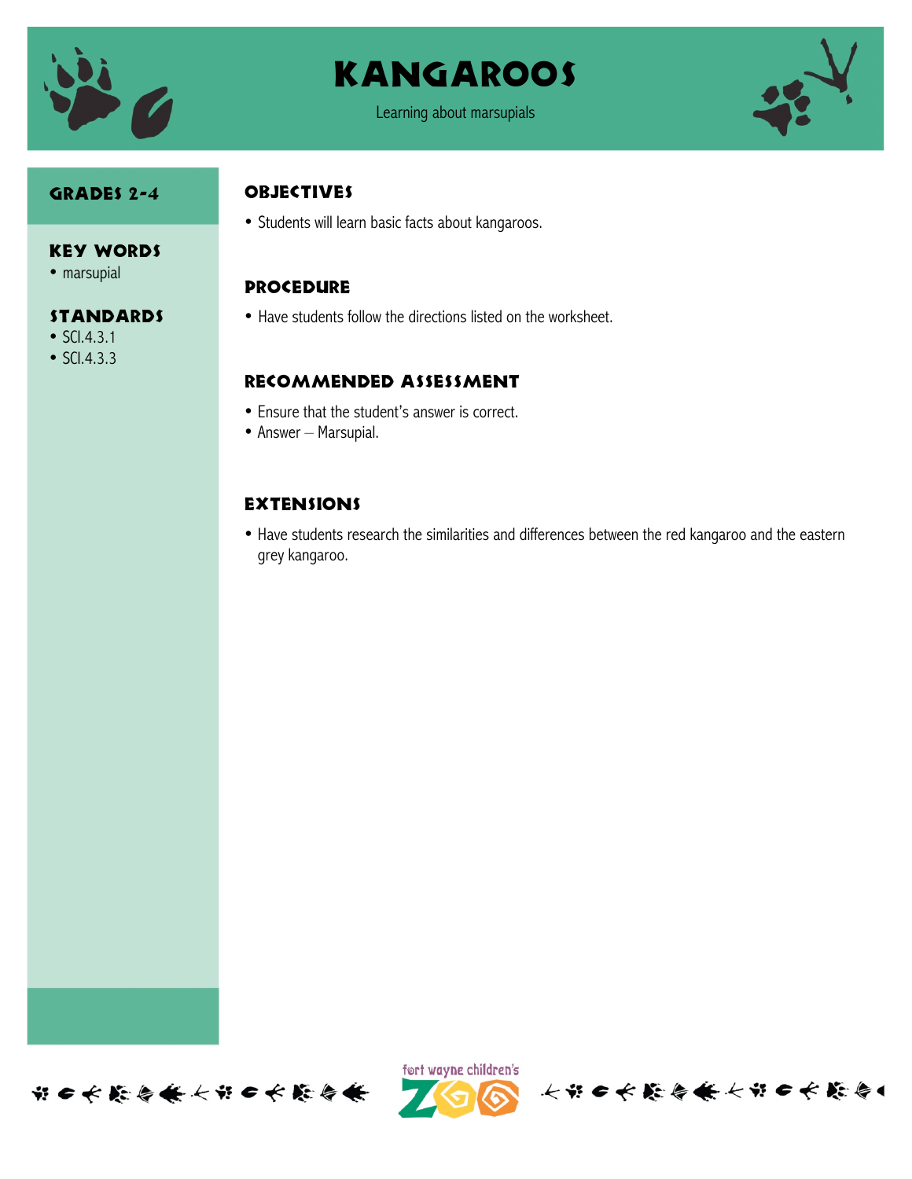# Kangaroos

Learning about marsupials

## Grades 2-4

### Key Words

- marsupial

### Standards

- SCI.4.3.1
- SCI.4.3.3

## Objectives

- Students will learn basic facts about kangaroos.

## Procedure

- Have students follow the directions listed on the worksheet.

## Recommended Assessment

- Ensure that the student's answer is correct.
- Answer – Marsupial.

## Extensions

- Have students research the similarities and differences between the red kangaroo and the eastern grey kangaroo.

fort wayne children's ZOO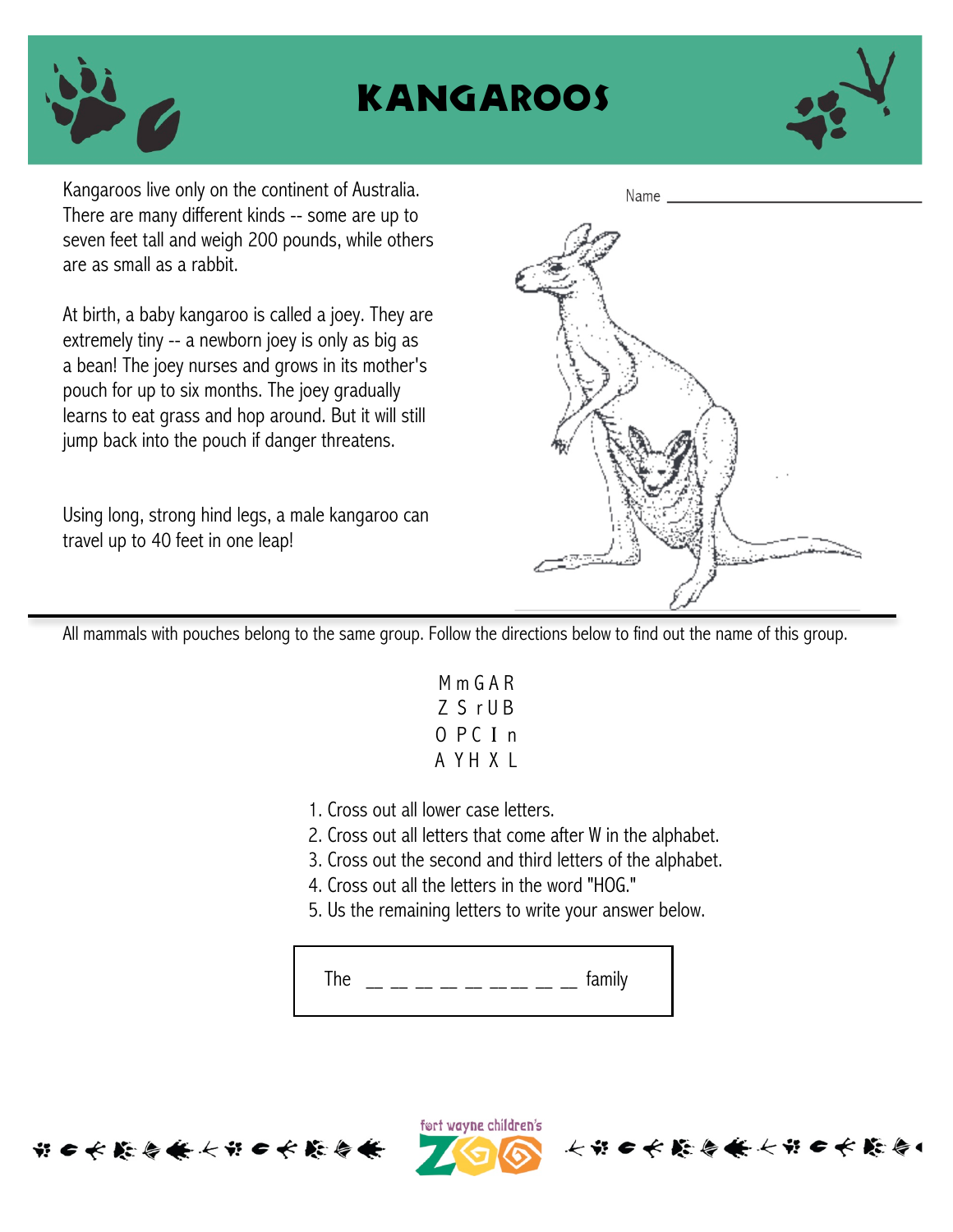// KANGAROOS

Kangaroos live only on the continent of Australia. There are many different kinds -- some are up to seven feet tall and weigh 200 pounds, while others are as small as a rabbit.

At birth, a baby kangaroo is called a joey. They are extremely tiny -- a newborn joey is only as big as a bean! The joey nurses and grows in its mother's pouch for up to six months. The joey gradually learns to eat grass and hop around. But it will still jump back into the pouch if danger threatens.

Using long, strong hind legs, a male kangaroo can travel up to 40 feet in one leap!

Name ______________________________

---

All mammals with pouches belong to the same group. Follow the directions below to find out the name of this group.

M m G A R
Z S r U B
O P C I n
A Y H X L

1. Cross out all lower case letters.
2. Cross out all letters that come after W in the alphabet.
3. Cross out the second and third letters of the alphabet.
4. Cross out all the letters in the word "HOG."
5. Us the remaining letters to write your answer below.

The _ _ _ _ _ _ _ _ _ _ family

fort wayne children's ZOO